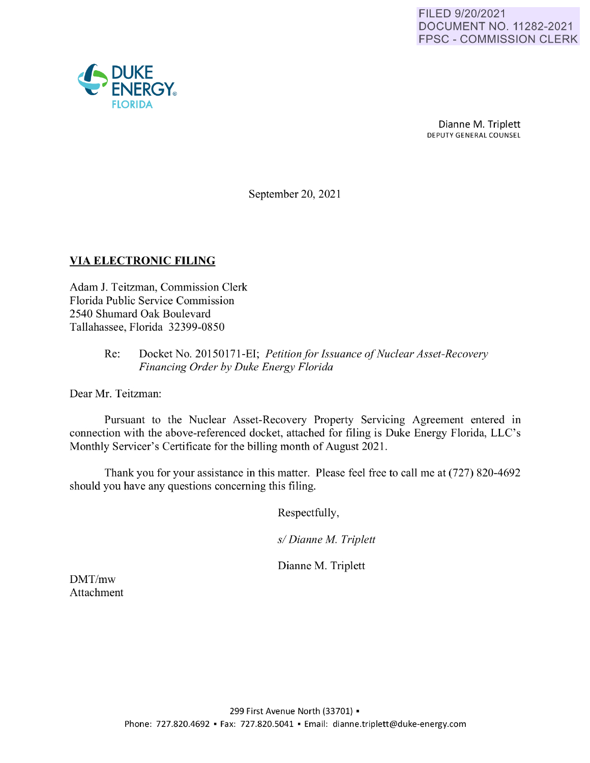FILED 9/20/2021
DOCUMENT NO. 11282-2021
FPSC - COMMISSION CLERK

DUKE ENERGY.
FLORIDA

Dianne M. Triplett
DEPUTY GENERAL COUNSEL

September 20, 2021

**VIA ELECTRONIC FILING**

Adam J. Teitzman, Commission Clerk
Florida Public Service Commission
2540 Shumard Oak Boulevard
Tallahassee, Florida 32399-0850

Re: Docket No. 20150171-EI; *Petition for Issuance of Nuclear Asset-Recovery Financing Order by Duke Energy Florida*

Dear Mr. Teitzman:

Pursuant to the Nuclear Asset-Recovery Property Servicing Agreement entered in connection with the above-referenced docket, attached for filing is Duke Energy Florida, LLC's Monthly Servicer's Certificate for the billing month of August 2021.

Thank you for your assistance in this matter. Please feel free to call me at (727) 820-4692 should you have any questions concerning this filing.

Respectfully,

*s/ Dianne M. Triplett*

Dianne M. Triplett

DMT/mw
Attachment

299 First Avenue North (33701) ▪
Phone: 727.820.4692 ▪ Fax: 727.820.5041 ▪ Email: dianne.triplett@duke-energy.com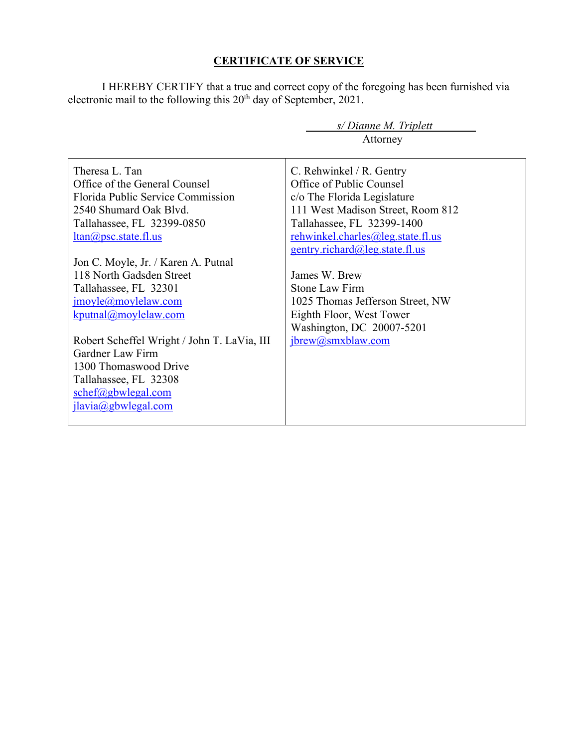## CERTIFICATE OF SERVICE

I HEREBY CERTIFY that a true and correct copy of the foregoing has been furnished via electronic mail to the following this 20th day of September, 2021.

*s/ Dianne M. Triplett*
Attorney

| | |
|---|---|
| Theresa L. Tan<br>Office of the General Counsel<br>Florida Public Service Commission<br>2540 Shumard Oak Blvd.<br>Tallahassee, FL 32399-0850<br>ltan@psc.state.fl.us<br><br>Jon C. Moyle, Jr. / Karen A. Putnal<br>118 North Gadsden Street<br>Tallahassee, FL 32301<br>jmoyle@moylelaw.com<br>kputnal@moylelaw.com<br><br>Robert Scheffel Wright / John T. LaVia, III<br>Gardner Law Firm<br>1300 Thomaswood Drive<br>Tallahassee, FL 32308<br>schef@gbwlegal.com<br>jlavia@gbwlegal.com | C. Rehwinkel / R. Gentry<br>Office of Public Counsel<br>c/o The Florida Legislature<br>111 West Madison Street, Room 812<br>Tallahassee, FL 32399-1400<br>rehwinkel.charles@leg.state.fl.us<br>gentry.richard@leg.state.fl.us<br><br>James W. Brew<br>Stone Law Firm<br>1025 Thomas Jefferson Street, NW<br>Eighth Floor, West Tower<br>Washington, DC 20007-5201<br>jbrew@smxblaw.com |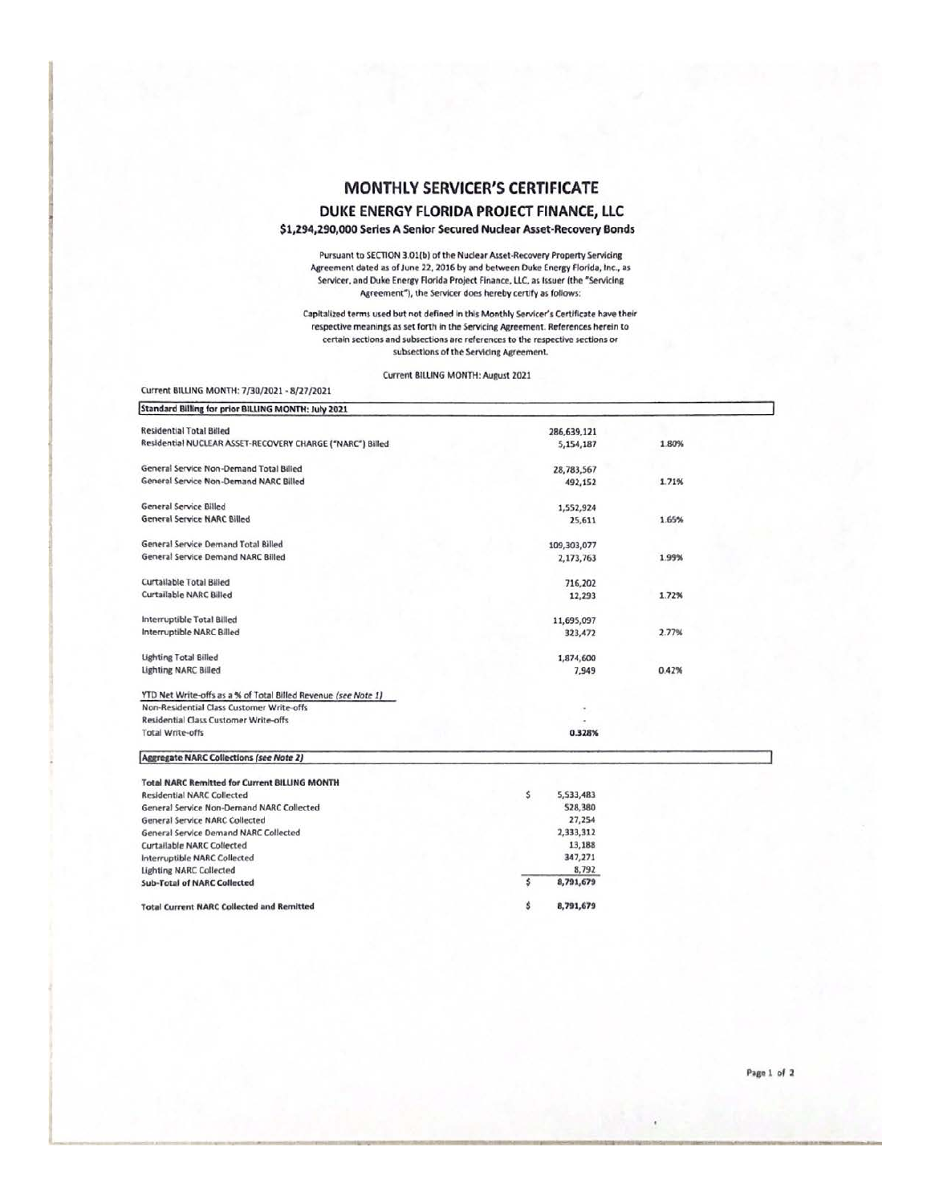# MONTHLY SERVICER'S CERTIFICATE

## DUKE ENERGY FLORIDA PROJECT FINANCE, LLC

### $1,294,290,000 Series A Senior Secured Nuclear Asset-Recovery Bonds

Pursuant to SECTION 3.01(b) of the Nuclear Asset-Recovery Property Servicing Agreement dated as of June 22, 2016 by and between Duke Energy Florida, Inc., as Servicer, and Duke Energy Florida Project Finance, LLC, as Issuer (the "Servicing Agreement"), the Servicer does hereby certify as follows:

Capitalized terms used but not defined in this Monthly Servicer's Certificate have their respective meanings as set forth in the Servicing Agreement. References herein to certain sections and subsections are references to the respective sections or subsections of the Servicing Agreement.

Current BILLING MONTH: August 2021

Current BILLING MONTH: 7/30/2021 - 8/27/2021

| Standard Billing for prior BILLING MONTH: July 2021 | | |
|---|---|---|
| Residential Total Billed | 286,639,121 | |
| Residential NUCLEAR ASSET-RECOVERY CHARGE ("NARC") Billed | 5,154,187 | 1.80% |
| | | |
| General Service Non-Demand Total Billed | 28,783,567 | |
| General Service Non-Demand NARC Billed | 492,152 | 1.71% |
| | | |
| General Service Billed | 1,552,924 | |
| General Service NARC Billed | 25,611 | 1.65% |
| | | |
| General Service Demand Total Billed | 109,303,077 | |
| General Service Demand NARC Billed | 2,173,763 | 1.99% |
| | | |
| Curtailable Total Billed | 716,202 | |
| Curtailable NARC Billed | 12,293 | 1.72% |
| | | |
| Interruptible Total Billed | 11,695,097 | |
| Interruptible NARC Billed | 323,472 | 2.77% |
| | | |
| Lighting Total Billed | 1,874,600 | |
| Lighting NARC Billed | 7,949 | 0.42% |
| | | |
| YTD Net Write-offs as a % of Total Billed Revenue *(see Note 1)* | | |
| Non-Residential Class Customer Write-offs | - | |
| Residential Class Customer Write-offs | - | |
| Total Write-offs | **0.328%** | |

| Aggregate NARC Collections *(see Note 2)* | |
|---|---|
| **Total NARC Remitted for Current BILLING MONTH** | |
| Residential NARC Collected | $ 5,533,483 |
| General Service Non-Demand NARC Collected | 528,380 |
| General Service NARC Collected | 27,254 |
| General Service Demand NARC Collected | 2,333,312 |
| Curtailable NARC Collected | 13,188 |
| Interruptible NARC Collected | 347,271 |
| Lighting NARC Collected | 8,792 |
| **Sub-Total of NARC Collected** | $ 8,791,679 |
| | |
| **Total Current NARC Collected and Remitted** | $ 8,791,679 |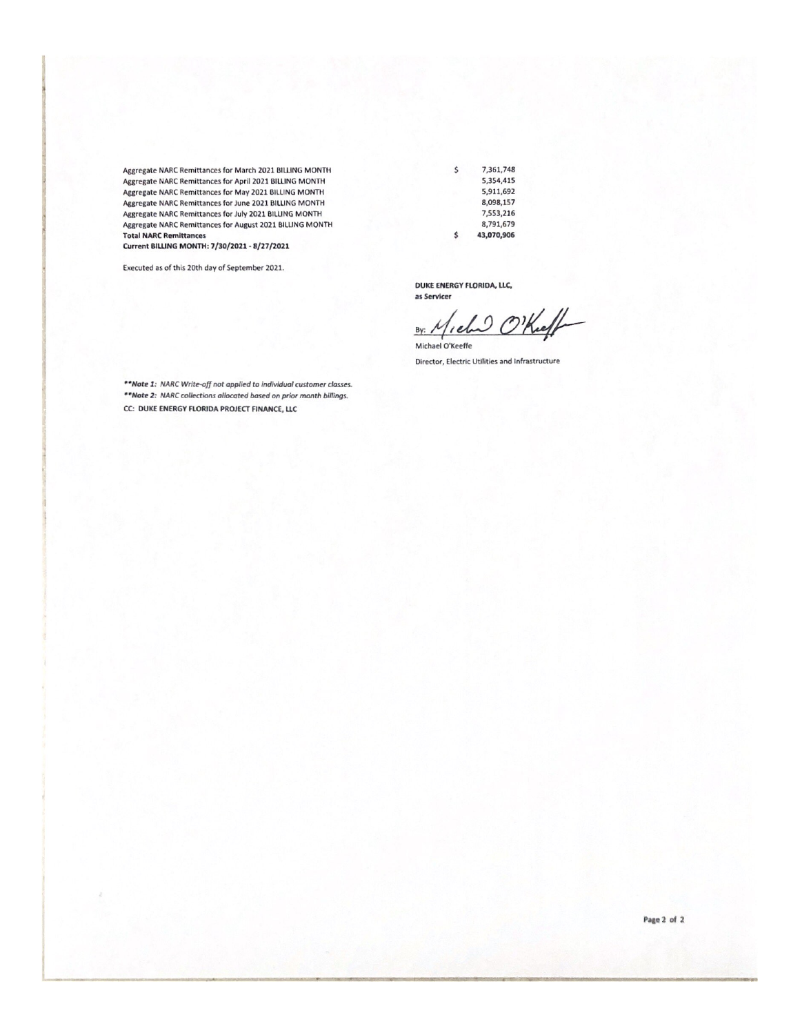| | | |
|---|---|---|
| Aggregate NARC Remittances for March 2021 BILLING MONTH | $ | 7,361,748 |
| Aggregate NARC Remittances for April 2021 BILLING MONTH | | 5,354,415 |
| Aggregate NARC Remittances for May 2021 BILLING MONTH | | 5,911,692 |
| Aggregate NARC Remittances for June 2021 BILLING MONTH | | 8,098,157 |
| Aggregate NARC Remittances for July 2021 BILLING MONTH | | 7,553,216 |
| Aggregate NARC Remittances for August 2021 BILLING MONTH | | 8,791,679 |
| **Total NARC Remittances** | **$** | **43,070,906** |
| **Current BILLING MONTH: 7/30/2021 - 8/27/2021** | | |

Executed as of this 20th day of September 2021.

**DUKE ENERGY FLORIDA, LLC,**
**as Servicer**

By: Michael O'Keeffe

Michael O'Keeffe

Director, Electric Utilities and Infrastructure

***\*Note 1:** NARC Write-off not applied to individual customer classes.*

***\*Note 2:** NARC collections allocated based on prior month billings.*

CC: **DUKE ENERGY FLORIDA PROJECT FINANCE, LLC**